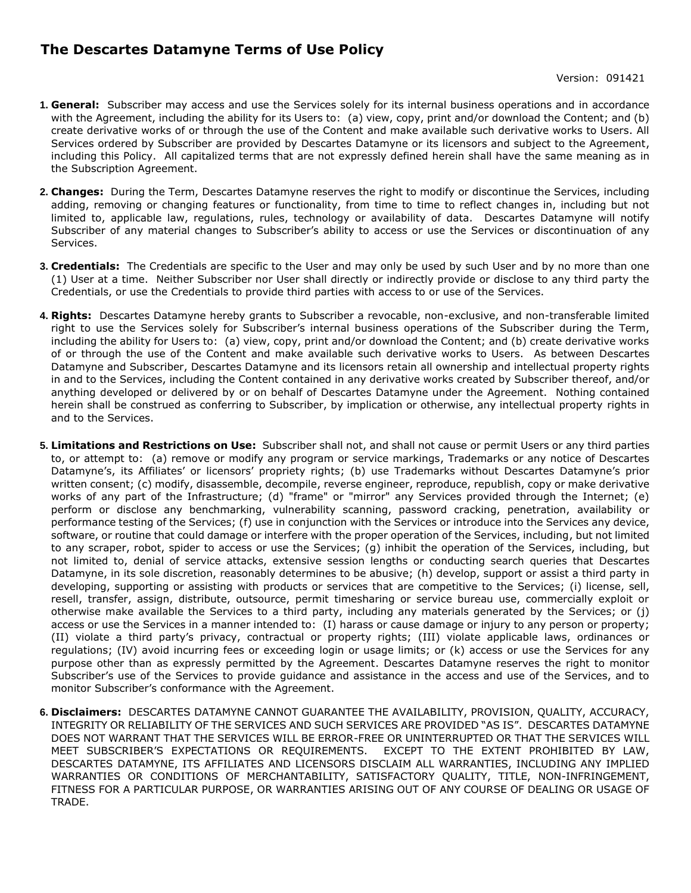# The Descartes Datamyne Terms of Use Policy

Version: 091421

1. **General:** Subscriber may access and use the Services solely for its internal business operations and in accordance with the Agreement, including the ability for its Users to: (a) view, copy, print and/or download the Content; and (b) create derivative works of or through the use of the Content and make available such derivative works to Users. All Services ordered by Subscriber are provided by Descartes Datamyne or its licensors and subject to the Agreement, including this Policy. All capitalized terms that are not expressly defined herein shall have the same meaning as in the Subscription Agreement.

2. **Changes:** During the Term, Descartes Datamyne reserves the right to modify or discontinue the Services, including adding, removing or changing features or functionality, from time to time to reflect changes in, including but not limited to, applicable law, regulations, rules, technology or availability of data. Descartes Datamyne will notify Subscriber of any material changes to Subscriber's ability to access or use the Services or discontinuation of any Services.

3. **Credentials:** The Credentials are specific to the User and may only be used by such User and by no more than one (1) User at a time. Neither Subscriber nor User shall directly or indirectly provide or disclose to any third party the Credentials, or use the Credentials to provide third parties with access to or use of the Services.

4. **Rights:** Descartes Datamyne hereby grants to Subscriber a revocable, non-exclusive, and non-transferable limited right to use the Services solely for Subscriber's internal business operations of the Subscriber during the Term, including the ability for Users to: (a) view, copy, print and/or download the Content; and (b) create derivative works of or through the use of the Content and make available such derivative works to Users. As between Descartes Datamyne and Subscriber, Descartes Datamyne and its licensors retain all ownership and intellectual property rights in and to the Services, including the Content contained in any derivative works created by Subscriber thereof, and/or anything developed or delivered by or on behalf of Descartes Datamyne under the Agreement. Nothing contained herein shall be construed as conferring to Subscriber, by implication or otherwise, any intellectual property rights in and to the Services.

5. **Limitations and Restrictions on Use:** Subscriber shall not, and shall not cause or permit Users or any third parties to, or attempt to: (a) remove or modify any program or service markings, Trademarks or any notice of Descartes Datamyne's, its Affiliates' or licensors' propriety rights; (b) use Trademarks without Descartes Datamyne's prior written consent; (c) modify, disassemble, decompile, reverse engineer, reproduce, republish, copy or make derivative works of any part of the Infrastructure; (d) "frame" or "mirror" any Services provided through the Internet; (e) perform or disclose any benchmarking, vulnerability scanning, password cracking, penetration, availability or performance testing of the Services; (f) use in conjunction with the Services or introduce into the Services any device, software, or routine that could damage or interfere with the proper operation of the Services, including, but not limited to any scraper, robot, spider to access or use the Services; (g) inhibit the operation of the Services, including, but not limited to, denial of service attacks, extensive session lengths or conducting search queries that Descartes Datamyne, in its sole discretion, reasonably determines to be abusive; (h) develop, support or assist a third party in developing, supporting or assisting with products or services that are competitive to the Services; (i) license, sell, resell, transfer, assign, distribute, outsource, permit timesharing or service bureau use, commercially exploit or otherwise make available the Services to a third party, including any materials generated by the Services; or (j) access or use the Services in a manner intended to: (I) harass or cause damage or injury to any person or property; (II) violate a third party's privacy, contractual or property rights; (III) violate applicable laws, ordinances or regulations; (IV) avoid incurring fees or exceeding login or usage limits; or (k) access or use the Services for any purpose other than as expressly permitted by the Agreement. Descartes Datamyne reserves the right to monitor Subscriber's use of the Services to provide guidance and assistance in the access and use of the Services, and to monitor Subscriber's conformance with the Agreement.

6. **Disclaimers:** DESCARTES DATAMYNE CANNOT GUARANTEE THE AVAILABILITY, PROVISION, QUALITY, ACCURACY, INTEGRITY OR RELIABILITY OF THE SERVICES AND SUCH SERVICES ARE PROVIDED "AS IS". DESCARTES DATAMYNE DOES NOT WARRANT THAT THE SERVICES WILL BE ERROR-FREE OR UNINTERRUPTED OR THAT THE SERVICES WILL MEET SUBSCRIBER'S EXPECTATIONS OR REQUIREMENTS. EXCEPT TO THE EXTENT PROHIBITED BY LAW, DESCARTES DATAMYNE, ITS AFFILIATES AND LICENSORS DISCLAIM ALL WARRANTIES, INCLUDING ANY IMPLIED WARRANTIES OR CONDITIONS OF MERCHANTABILITY, SATISFACTORY QUALITY, TITLE, NON-INFRINGEMENT, FITNESS FOR A PARTICULAR PURPOSE, OR WARRANTIES ARISING OUT OF ANY COURSE OF DEALING OR USAGE OF TRADE.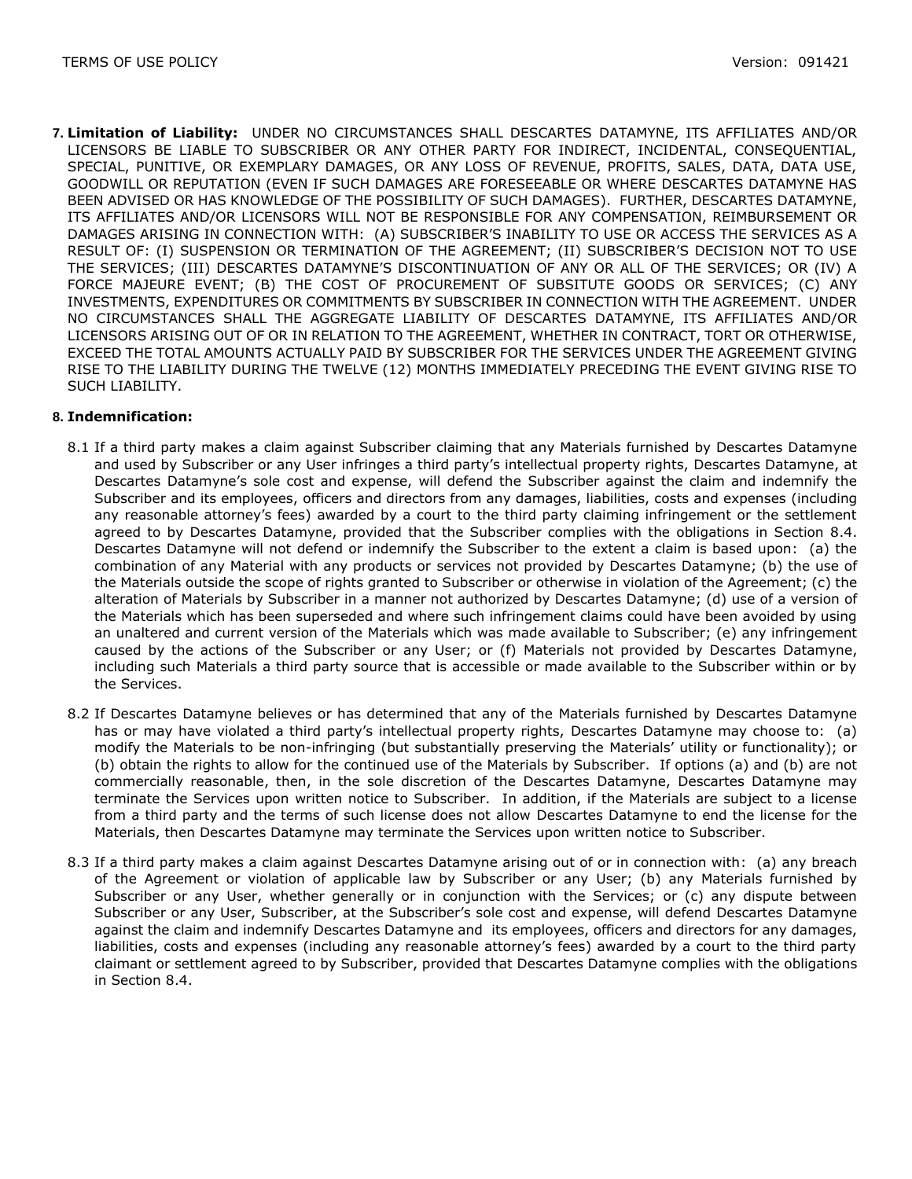**7. Limitation of Liability:** UNDER NO CIRCUMSTANCES SHALL DESCARTES DATAMYNE, ITS AFFILIATES AND/OR LICENSORS BE LIABLE TO SUBSCRIBER OR ANY OTHER PARTY FOR INDIRECT, INCIDENTAL, CONSEQUENTIAL, SPECIAL, PUNITIVE, OR EXEMPLARY DAMAGES, OR ANY LOSS OF REVENUE, PROFITS, SALES, DATA, DATA USE, GOODWILL OR REPUTATION (EVEN IF SUCH DAMAGES ARE FORESEEABLE OR WHERE DESCARTES DATAMYNE HAS BEEN ADVISED OR HAS KNOWLEDGE OF THE POSSIBILITY OF SUCH DAMAGES). FURTHER, DESCARTES DATAMYNE, ITS AFFILIATES AND/OR LICENSORS WILL NOT BE RESPONSIBLE FOR ANY COMPENSATION, REIMBURSEMENT OR DAMAGES ARISING IN CONNECTION WITH: (A) SUBSCRIBER'S INABILITY TO USE OR ACCESS THE SERVICES AS A RESULT OF: (I) SUSPENSION OR TERMINATION OF THE AGREEMENT; (II) SUBSCRIBER'S DECISION NOT TO USE THE SERVICES; (III) DESCARTES DATAMYNE'S DISCONTINUATION OF ANY OR ALL OF THE SERVICES; OR (IV) A FORCE MAJEURE EVENT; (B) THE COST OF PROCUREMENT OF SUBSITUTE GOODS OR SERVICES; (C) ANY INVESTMENTS, EXPENDITURES OR COMMITMENTS BY SUBSCRIBER IN CONNECTION WITH THE AGREEMENT. UNDER NO CIRCUMSTANCES SHALL THE AGGREGATE LIABILITY OF DESCARTES DATAMYNE, ITS AFFILIATES AND/OR LICENSORS ARISING OUT OF OR IN RELATION TO THE AGREEMENT, WHETHER IN CONTRACT, TORT OR OTHERWISE, EXCEED THE TOTAL AMOUNTS ACTUALLY PAID BY SUBSCRIBER FOR THE SERVICES UNDER THE AGREEMENT GIVING RISE TO THE LIABILITY DURING THE TWELVE (12) MONTHS IMMEDIATELY PRECEDING THE EVENT GIVING RISE TO SUCH LIABILITY.

**8. Indemnification:**

8.1 If a third party makes a claim against Subscriber claiming that any Materials furnished by Descartes Datamyne and used by Subscriber or any User infringes a third party's intellectual property rights, Descartes Datamyne, at Descartes Datamyne's sole cost and expense, will defend the Subscriber against the claim and indemnify the Subscriber and its employees, officers and directors from any damages, liabilities, costs and expenses (including any reasonable attorney's fees) awarded by a court to the third party claiming infringement or the settlement agreed to by Descartes Datamyne, provided that the Subscriber complies with the obligations in Section 8.4. Descartes Datamyne will not defend or indemnify the Subscriber to the extent a claim is based upon: (a) the combination of any Material with any products or services not provided by Descartes Datamyne; (b) the use of the Materials outside the scope of rights granted to Subscriber or otherwise in violation of the Agreement; (c) the alteration of Materials by Subscriber in a manner not authorized by Descartes Datamyne; (d) use of a version of the Materials which has been superseded and where such infringement claims could have been avoided by using an unaltered and current version of the Materials which was made available to Subscriber; (e) any infringement caused by the actions of the Subscriber or any User; or (f) Materials not provided by Descartes Datamyne, including such Materials a third party source that is accessible or made available to the Subscriber within or by the Services.

8.2 If Descartes Datamyne believes or has determined that any of the Materials furnished by Descartes Datamyne has or may have violated a third party's intellectual property rights, Descartes Datamyne may choose to: (a) modify the Materials to be non-infringing (but substantially preserving the Materials' utility or functionality); or (b) obtain the rights to allow for the continued use of the Materials by Subscriber. If options (a) and (b) are not commercially reasonable, then, in the sole discretion of the Descartes Datamyne, Descartes Datamyne may terminate the Services upon written notice to Subscriber. In addition, if the Materials are subject to a license from a third party and the terms of such license does not allow Descartes Datamyne to end the license for the Materials, then Descartes Datamyne may terminate the Services upon written notice to Subscriber.

8.3 If a third party makes a claim against Descartes Datamyne arising out of or in connection with: (a) any breach of the Agreement or violation of applicable law by Subscriber or any User; (b) any Materials furnished by Subscriber or any User, whether generally or in conjunction with the Services; or (c) any dispute between Subscriber or any User, Subscriber, at the Subscriber's sole cost and expense, will defend Descartes Datamyne against the claim and indemnify Descartes Datamyne and its employees, officers and directors for any damages, liabilities, costs and expenses (including any reasonable attorney's fees) awarded by a court to the third party claimant or settlement agreed to by Subscriber, provided that Descartes Datamyne complies with the obligations in Section 8.4.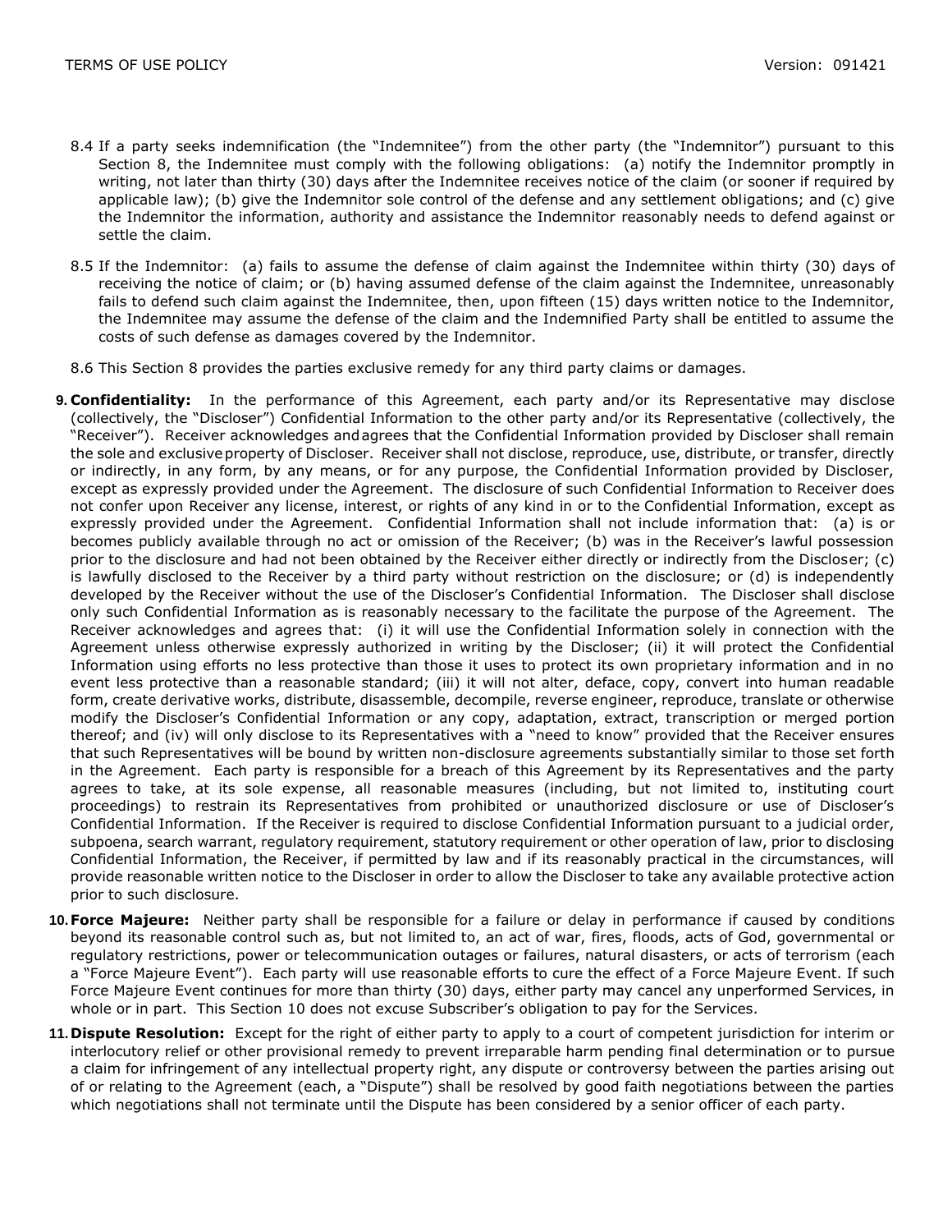8.4 If a party seeks indemnification (the "Indemnitee") from the other party (the "Indemnitor") pursuant to this Section 8, the Indemnitee must comply with the following obligations: (a) notify the Indemnitor promptly in writing, not later than thirty (30) days after the Indemnitee receives notice of the claim (or sooner if required by applicable law); (b) give the Indemnitor sole control of the defense and any settlement obligations; and (c) give the Indemnitor the information, authority and assistance the Indemnitor reasonably needs to defend against or settle the claim.

8.5 If the Indemnitor: (a) fails to assume the defense of claim against the Indemnitee within thirty (30) days of receiving the notice of claim; or (b) having assumed defense of the claim against the Indemnitee, unreasonably fails to defend such claim against the Indemnitee, then, upon fifteen (15) days written notice to the Indemnitor, the Indemnitee may assume the defense of the claim and the Indemnified Party shall be entitled to assume the costs of such defense as damages covered by the Indemnitor.

8.6 This Section 8 provides the parties exclusive remedy for any third party claims or damages.

9. **Confidentiality:** In the performance of this Agreement, each party and/or its Representative may disclose (collectively, the "Discloser") Confidential Information to the other party and/or its Representative (collectively, the "Receiver"). Receiver acknowledges and agrees that the Confidential Information provided by Discloser shall remain the sole and exclusive property of Discloser. Receiver shall not disclose, reproduce, use, distribute, or transfer, directly or indirectly, in any form, by any means, or for any purpose, the Confidential Information provided by Discloser, except as expressly provided under the Agreement. The disclosure of such Confidential Information to Receiver does not confer upon Receiver any license, interest, or rights of any kind in or to the Confidential Information, except as expressly provided under the Agreement. Confidential Information shall not include information that: (a) is or becomes publicly available through no act or omission of the Receiver; (b) was in the Receiver's lawful possession prior to the disclosure and had not been obtained by the Receiver either directly or indirectly from the Discloser; (c) is lawfully disclosed to the Receiver by a third party without restriction on the disclosure; or (d) is independently developed by the Receiver without the use of the Discloser's Confidential Information. The Discloser shall disclose only such Confidential Information as is reasonably necessary to the facilitate the purpose of the Agreement. The Receiver acknowledges and agrees that: (i) it will use the Confidential Information solely in connection with the Agreement unless otherwise expressly authorized in writing by the Discloser; (ii) it will protect the Confidential Information using efforts no less protective than those it uses to protect its own proprietary information and in no event less protective than a reasonable standard; (iii) it will not alter, deface, copy, convert into human readable form, create derivative works, distribute, disassemble, decompile, reverse engineer, reproduce, translate or otherwise modify the Discloser's Confidential Information or any copy, adaptation, extract, transcription or merged portion thereof; and (iv) will only disclose to its Representatives with a "need to know" provided that the Receiver ensures that such Representatives will be bound by written non-disclosure agreements substantially similar to those set forth in the Agreement. Each party is responsible for a breach of this Agreement by its Representatives and the party agrees to take, at its sole expense, all reasonable measures (including, but not limited to, instituting court proceedings) to restrain its Representatives from prohibited or unauthorized disclosure or use of Discloser's Confidential Information. If the Receiver is required to disclose Confidential Information pursuant to a judicial order, subpoena, search warrant, regulatory requirement, statutory requirement or other operation of law, prior to disclosing Confidential Information, the Receiver, if permitted by law and if its reasonably practical in the circumstances, will provide reasonable written notice to the Discloser in order to allow the Discloser to take any available protective action prior to such disclosure.

10. **Force Majeure:** Neither party shall be responsible for a failure or delay in performance if caused by conditions beyond its reasonable control such as, but not limited to, an act of war, fires, floods, acts of God, governmental or regulatory restrictions, power or telecommunication outages or failures, natural disasters, or acts of terrorism (each a "Force Majeure Event"). Each party will use reasonable efforts to cure the effect of a Force Majeure Event. If such Force Majeure Event continues for more than thirty (30) days, either party may cancel any unperformed Services, in whole or in part. This Section 10 does not excuse Subscriber's obligation to pay for the Services.

11. **Dispute Resolution:** Except for the right of either party to apply to a court of competent jurisdiction for interim or interlocutory relief or other provisional remedy to prevent irreparable harm pending final determination or to pursue a claim for infringement of any intellectual property right, any dispute or controversy between the parties arising out of or relating to the Agreement (each, a "Dispute") shall be resolved by good faith negotiations between the parties which negotiations shall not terminate until the Dispute has been considered by a senior officer of each party.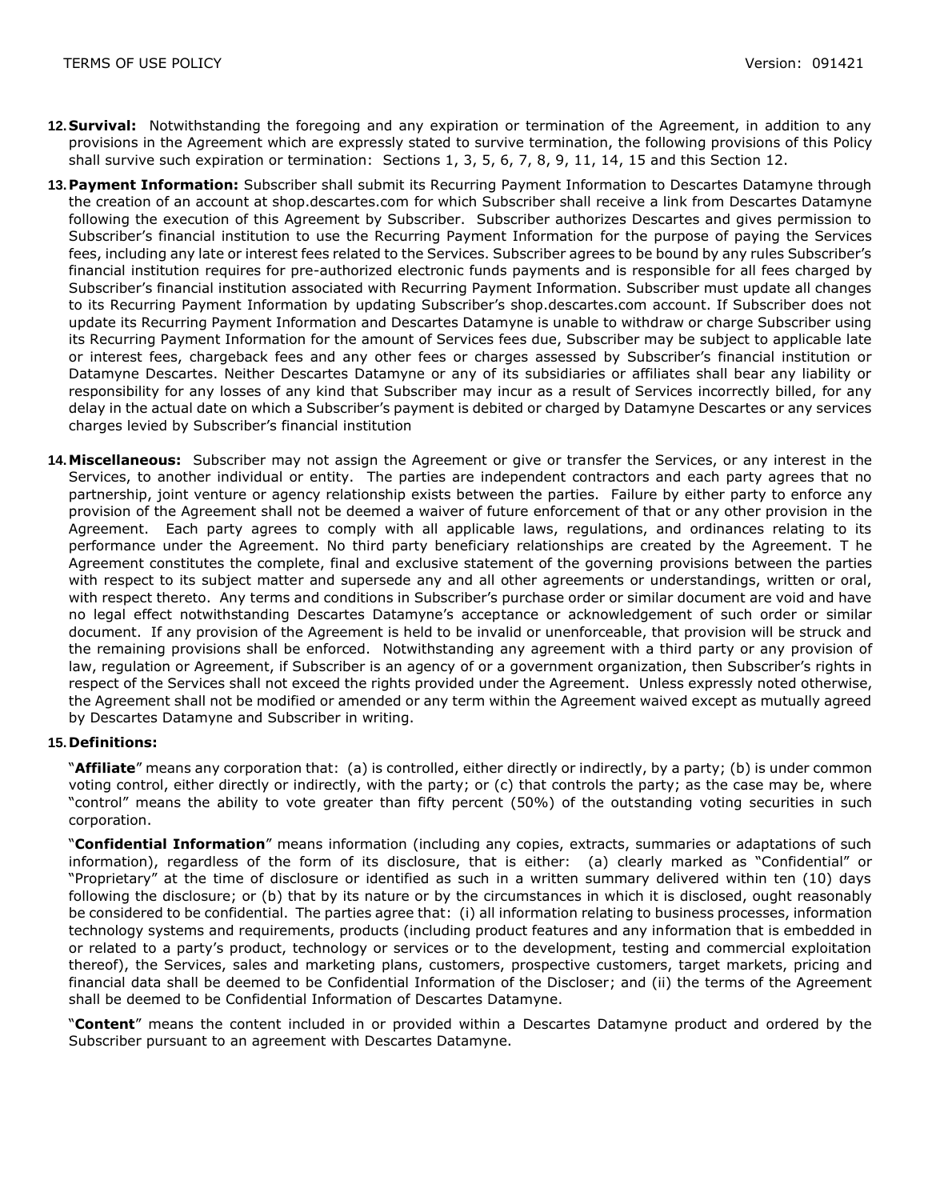12. **Survival:** Notwithstanding the foregoing and any expiration or termination of the Agreement, in addition to any provisions in the Agreement which are expressly stated to survive termination, the following provisions of this Policy shall survive such expiration or termination: Sections 1, 3, 5, 6, 7, 8, 9, 11, 14, 15 and this Section 12.

13. **Payment Information:** Subscriber shall submit its Recurring Payment Information to Descartes Datamyne through the creation of an account at shop.descartes.com for which Subscriber shall receive a link from Descartes Datamyne following the execution of this Agreement by Subscriber. Subscriber authorizes Descartes and gives permission to Subscriber's financial institution to use the Recurring Payment Information for the purpose of paying the Services fees, including any late or interest fees related to the Services. Subscriber agrees to be bound by any rules Subscriber's financial institution requires for pre-authorized electronic funds payments and is responsible for all fees charged by Subscriber's financial institution associated with Recurring Payment Information. Subscriber must update all changes to its Recurring Payment Information by updating Subscriber's shop.descartes.com account. If Subscriber does not update its Recurring Payment Information and Descartes Datamyne is unable to withdraw or charge Subscriber using its Recurring Payment Information for the amount of Services fees due, Subscriber may be subject to applicable late or interest fees, chargeback fees and any other fees or charges assessed by Subscriber's financial institution or Datamyne Descartes. Neither Descartes Datamyne or any of its subsidiaries or affiliates shall bear any liability or responsibility for any losses of any kind that Subscriber may incur as a result of Services incorrectly billed, for any delay in the actual date on which a Subscriber's payment is debited or charged by Datamyne Descartes or any services charges levied by Subscriber's financial institution

14. **Miscellaneous:** Subscriber may not assign the Agreement or give or transfer the Services, or any interest in the Services, to another individual or entity. The parties are independent contractors and each party agrees that no partnership, joint venture or agency relationship exists between the parties. Failure by either party to enforce any provision of the Agreement shall not be deemed a waiver of future enforcement of that or any other provision in the Agreement. Each party agrees to comply with all applicable laws, regulations, and ordinances relating to its performance under the Agreement. No third party beneficiary relationships are created by the Agreement. T he Agreement constitutes the complete, final and exclusive statement of the governing provisions between the parties with respect to its subject matter and supersede any and all other agreements or understandings, written or oral, with respect thereto. Any terms and conditions in Subscriber's purchase order or similar document are void and have no legal effect notwithstanding Descartes Datamyne's acceptance or acknowledgement of such order or similar document. If any provision of the Agreement is held to be invalid or unenforceable, that provision will be struck and the remaining provisions shall be enforced. Notwithstanding any agreement with a third party or any provision of law, regulation or Agreement, if Subscriber is an agency of or a government organization, then Subscriber's rights in respect of the Services shall not exceed the rights provided under the Agreement. Unless expressly noted otherwise, the Agreement shall not be modified or amended or any term within the Agreement waived except as mutually agreed by Descartes Datamyne and Subscriber in writing.

15. **Definitions:**

"**Affiliate**" means any corporation that: (a) is controlled, either directly or indirectly, by a party; (b) is under common voting control, either directly or indirectly, with the party; or (c) that controls the party; as the case may be, where "control" means the ability to vote greater than fifty percent (50%) of the outstanding voting securities in such corporation.

"**Confidential Information**" means information (including any copies, extracts, summaries or adaptations of such information), regardless of the form of its disclosure, that is either: (a) clearly marked as "Confidential" or "Proprietary" at the time of disclosure or identified as such in a written summary delivered within ten (10) days following the disclosure; or (b) that by its nature or by the circumstances in which it is disclosed, ought reasonably be considered to be confidential. The parties agree that: (i) all information relating to business processes, information technology systems and requirements, products (including product features and any information that is embedded in or related to a party's product, technology or services or to the development, testing and commercial exploitation thereof), the Services, sales and marketing plans, customers, prospective customers, target markets, pricing and financial data shall be deemed to be Confidential Information of the Discloser; and (ii) the terms of the Agreement shall be deemed to be Confidential Information of Descartes Datamyne.

"**Content**" means the content included in or provided within a Descartes Datamyne product and ordered by the Subscriber pursuant to an agreement with Descartes Datamyne.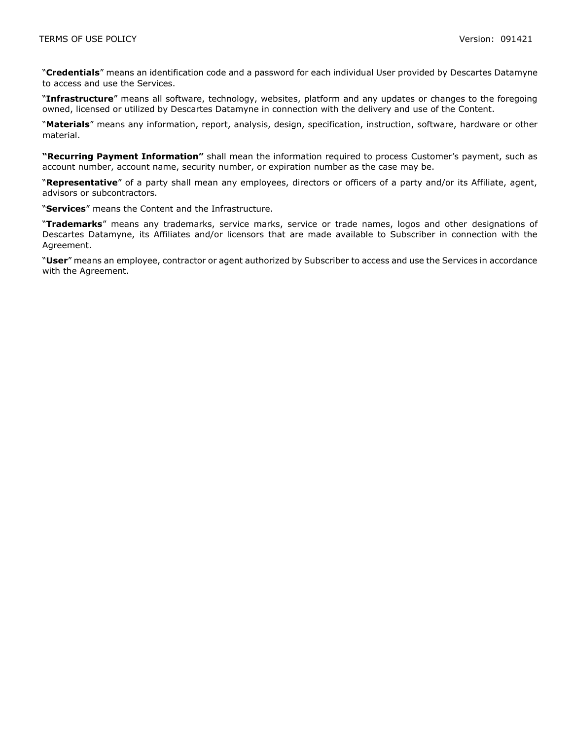"**Credentials**" means an identification code and a password for each individual User provided by Descartes Datamyne to access and use the Services.

"**Infrastructure**" means all software, technology, websites, platform and any updates or changes to the foregoing owned, licensed or utilized by Descartes Datamyne in connection with the delivery and use of the Content.

"**Materials**" means any information, report, analysis, design, specification, instruction, software, hardware or other material.

**"Recurring Payment Information"** shall mean the information required to process Customer's payment, such as account number, account name, security number, or expiration number as the case may be.

"**Representative**" of a party shall mean any employees, directors or officers of a party and/or its Affiliate, agent, advisors or subcontractors.

"**Services**" means the Content and the Infrastructure.

"**Trademarks**" means any trademarks, service marks, service or trade names, logos and other designations of Descartes Datamyne, its Affiliates and/or licensors that are made available to Subscriber in connection with the Agreement.

"**User**" means an employee, contractor or agent authorized by Subscriber to access and use the Services in accordance with the Agreement.